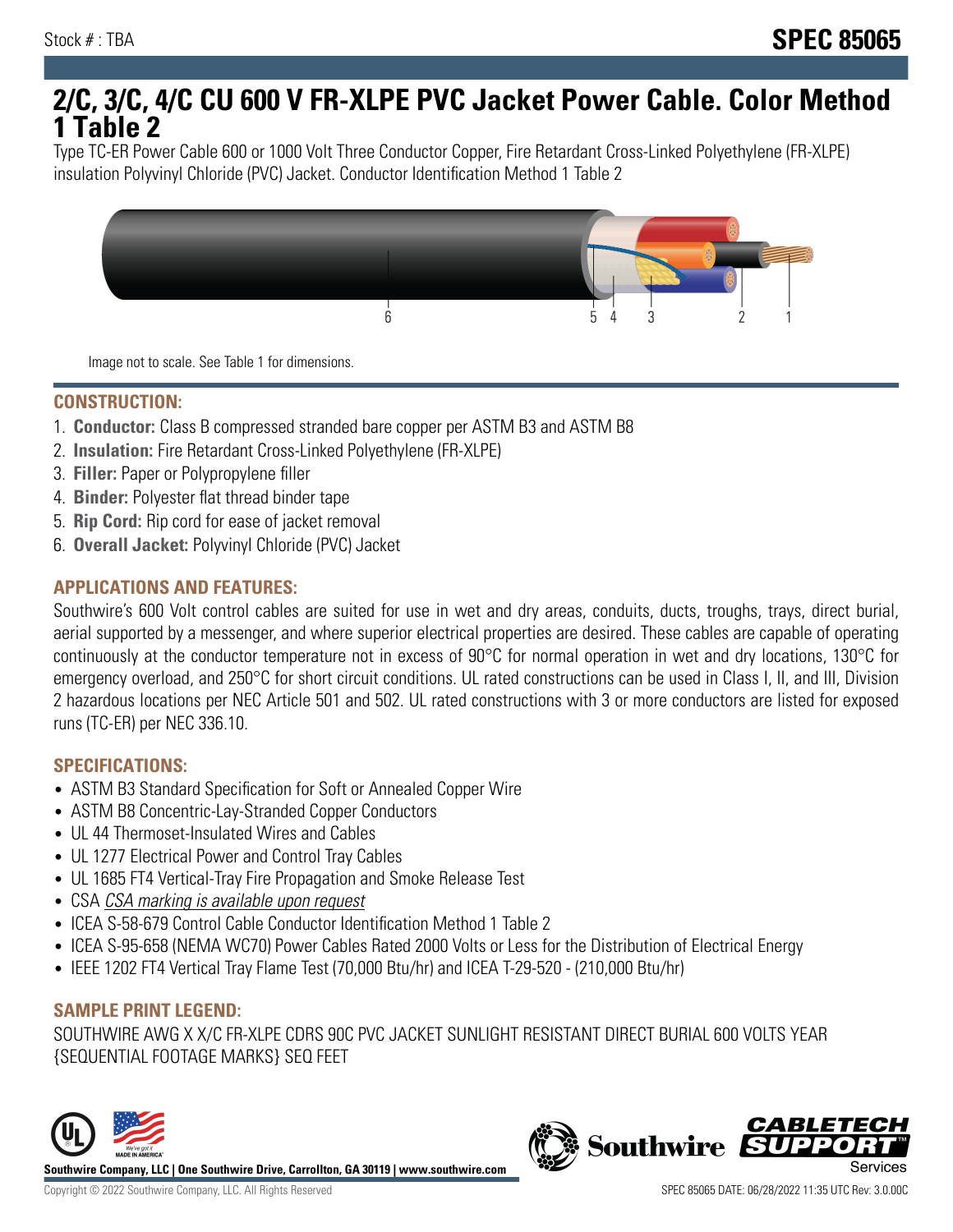Stock # : TBA

# SPEC 85065

# 2/C, 3/C, 4/C CU 600 V FR-XLPE PVC Jacket Power Cable. Color Method 1 Table 2

Type TC-ER Power Cable 600 or 1000 Volt Three Conductor Copper, Fire Retardant Cross-Linked Polyethylene (FR-XLPE) insulation Polyvinyl Chloride (PVC) Jacket. Conductor Identification Method 1 Table 2

Image not to scale. See Table 1 for dimensions.

## CONSTRUCTION:

1. **Conductor:** Class B compressed stranded bare copper per ASTM B3 and ASTM B8
2. **Insulation:** Fire Retardant Cross-Linked Polyethylene (FR-XLPE)
3. **Filler:** Paper or Polypropylene filler
4. **Binder:** Polyester flat thread binder tape
5. **Rip Cord:** Rip cord for ease of jacket removal
6. **Overall Jacket:** Polyvinyl Chloride (PVC) Jacket

## APPLICATIONS AND FEATURES:

Southwire's 600 Volt control cables are suited for use in wet and dry areas, conduits, ducts, troughs, trays, direct burial, aerial supported by a messenger, and where superior electrical properties are desired. These cables are capable of operating continuously at the conductor temperature not in excess of 90°C for normal operation in wet and dry locations, 130°C for emergency overload, and 250°C for short circuit conditions. UL rated constructions can be used in Class I, II, and III, Division 2 hazardous locations per NEC Article 501 and 502. UL rated constructions with 3 or more conductors are listed for exposed runs (TC-ER) per NEC 336.10.

## SPECIFICATIONS:

- ASTM B3 Standard Specification for Soft or Annealed Copper Wire
- ASTM B8 Concentric-Lay-Stranded Copper Conductors
- UL 44 Thermoset-Insulated Wires and Cables
- UL 1277 Electrical Power and Control Tray Cables
- UL 1685 FT4 Vertical-Tray Fire Propagation and Smoke Release Test
- CSA *CSA marking is available upon request*
- ICEA S-58-679 Control Cable Conductor Identification Method 1 Table 2
- ICEA S-95-658 (NEMA WC70) Power Cables Rated 2000 Volts or Less for the Distribution of Electrical Energy
- IEEE 1202 FT4 Vertical Tray Flame Test (70,000 Btu/hr) and ICEA T-29-520 - (210,000 Btu/hr)

## SAMPLE PRINT LEGEND:

SOUTHWIRE AWG X X/C FR-XLPE CDRS 90C PVC JACKET SUNLIGHT RESISTANT DIRECT BURIAL 600 VOLTS YEAR {SEQUENTIAL FOOTAGE MARKS} SEQ FEET

**Southwire Company, LLC | One Southwire Drive, Carrollton, GA 30119 | www.southwire.com**

Copyright © 2022 Southwire Company, LLC. All Rights Reserved

SPEC 85065 DATE: 06/28/2022 11:35 UTC Rev: 3.0.00C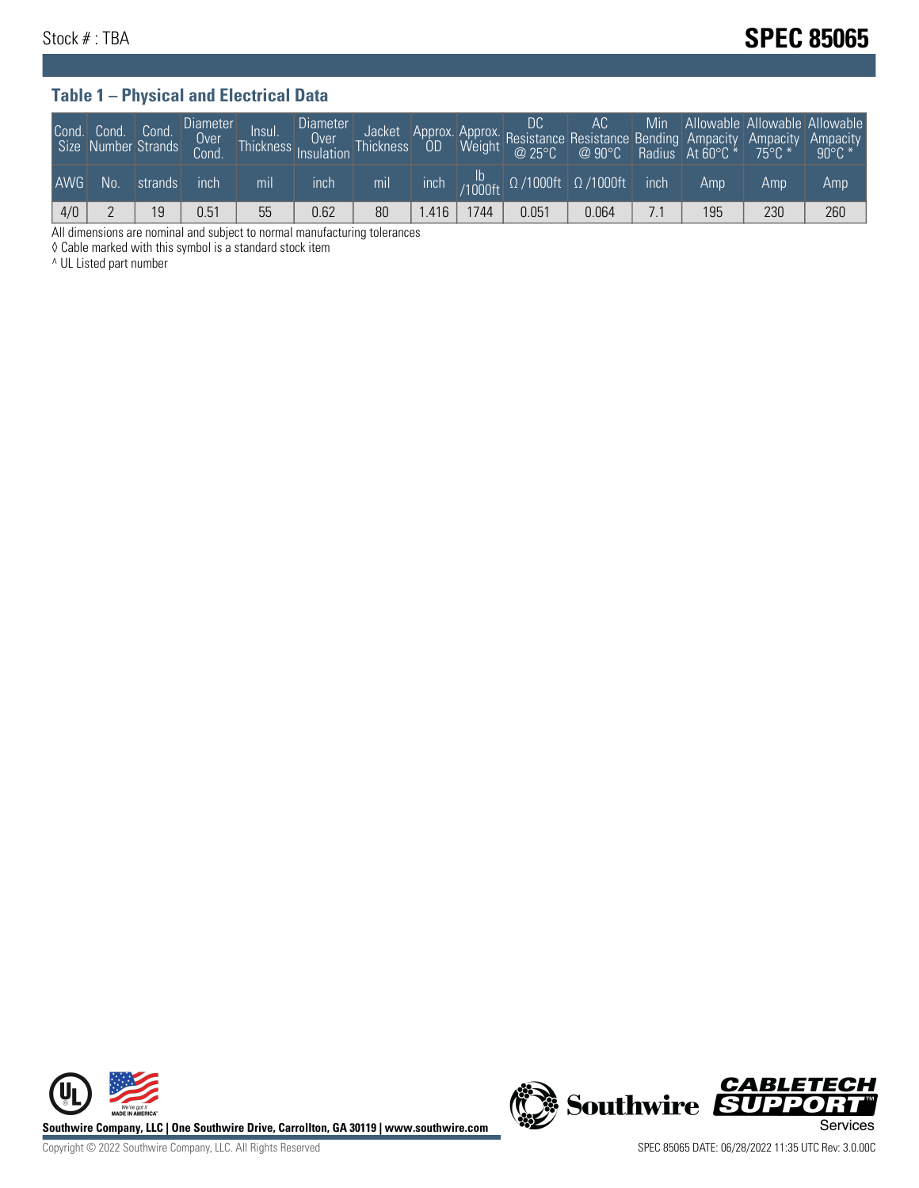Stock # : TBA

# SPEC 85065

### Table 1 – Physical and Electrical Data

| Cond. Size | Cond. Number | Cond. Strands | Diameter Over Cond. | Insul. Thickness | Diameter Over Insulation | Jacket Thickness | Approx. OD | Approx. Weight | DC Resistance @ 25°C | AC Resistance @ 90°C | Min Bending Radius | Allowable Ampacity At 60°C * | Allowable Ampacity 75°C * | Allowable Ampacity 90°C * |
|---|---|---|---|---|---|---|---|---|---|---|---|---|---|---|
| AWG | No. | strands | inch | mil | inch | mil | inch | lb /1000ft | Ω /1000ft | Ω /1000ft | inch | Amp | Amp | Amp |
| 4/0 | 2 | 19 | 0.51 | 55 | 0.62 | 80 | 1.416 | 1744 | 0.051 | 0.064 | 7.1 | 195 | 230 | 260 |

All dimensions are nominal and subject to normal manufacturing tolerances

◊ Cable marked with this symbol is a standard stock item

^ UL Listed part number

Southwire Company, LLC | One Southwire Drive, Carrollton, GA 30119 | www.southwire.com

Copyright © 2022 Southwire Company, LLC. All Rights Reserved

SPEC 85065 DATE: 06/28/2022 11:35 UTC Rev: 3.0.00C